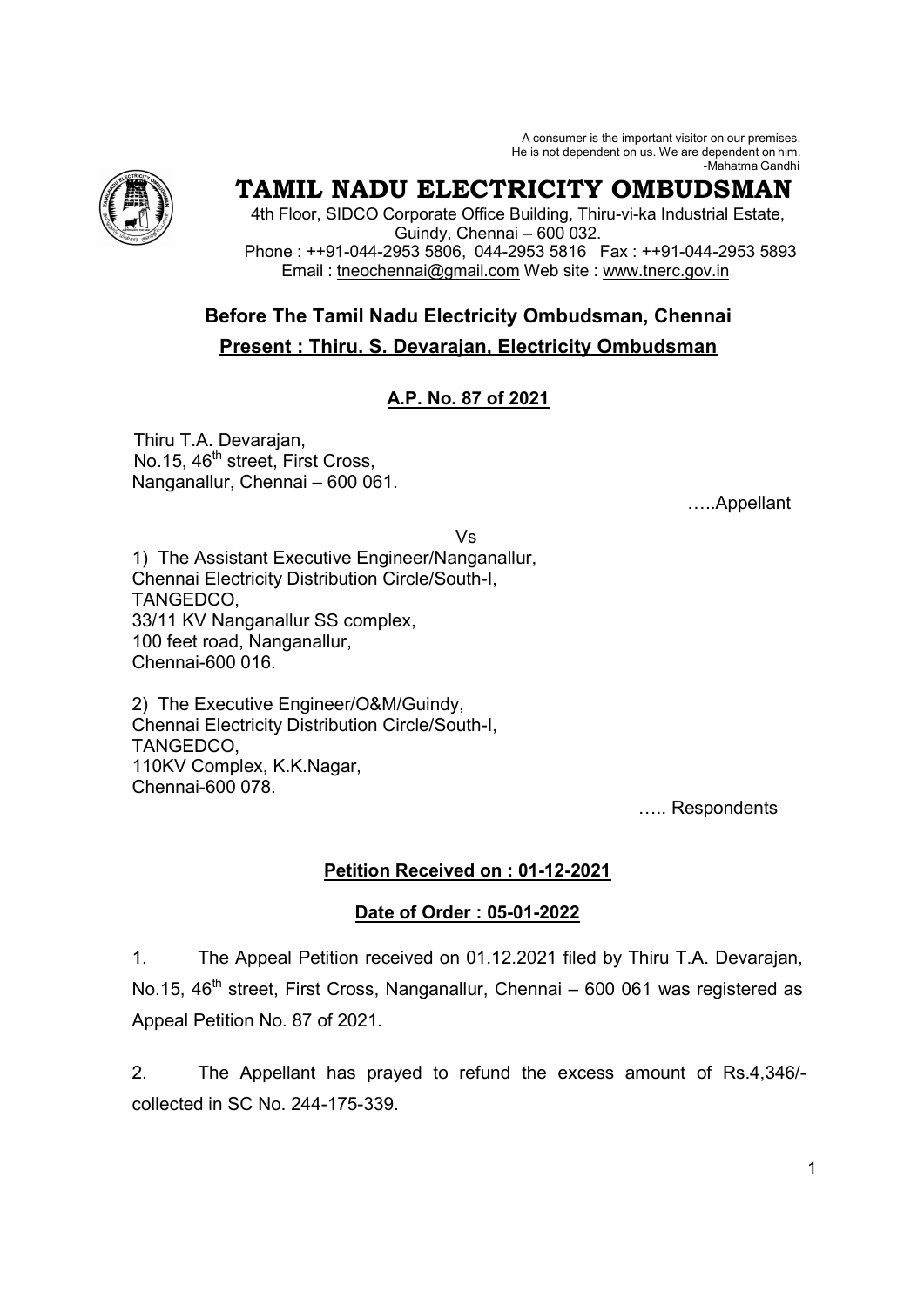A consumer is the important visitor on our premises.
He is not dependent on us. We are dependent on him.
-Mahatma Gandhi

# TAMIL NADU ELECTRICITY OMBUDSMAN

4th Floor, SIDCO Corporate Office Building, Thiru-vi-ka Industrial Estate,
Guindy, Chennai – 600 032.
Phone : ++91-044-2953 5806, 044-2953 5816 Fax : ++91-044-2953 5893
Email : tneochennai@gmail.com Web site : www.tnerc.gov.in

## Before The Tamil Nadu Electricity Ombudsman, Chennai

**Present : Thiru. S. Devarajan, Electricity Ombudsman**

**A.P. No. 87 of 2021**

Thiru T.A. Devarajan,
No.15, 46th street, First Cross,
Nanganallur, Chennai – 600 061.

…..Appellant

Vs

1) The Assistant Executive Engineer/Nanganallur,
Chennai Electricity Distribution Circle/South-I,
TANGEDCO,
33/11 KV Nanganallur SS complex,
100 feet road, Nanganallur,
Chennai-600 016.

2) The Executive Engineer/O&M/Guindy,
Chennai Electricity Distribution Circle/South-I,
TANGEDCO,
110KV Complex, K.K.Nagar,
Chennai-600 078.

….. Respondents

**Petition Received on : 01-12-2021**

**Date of Order : 05-01-2022**

1. The Appeal Petition received on 01.12.2021 filed by Thiru T.A. Devarajan, No.15, 46th street, First Cross, Nanganallur, Chennai – 600 061 was registered as Appeal Petition No. 87 of 2021.

2. The Appellant has prayed to refund the excess amount of Rs.4,346/- collected in SC No. 244-175-339.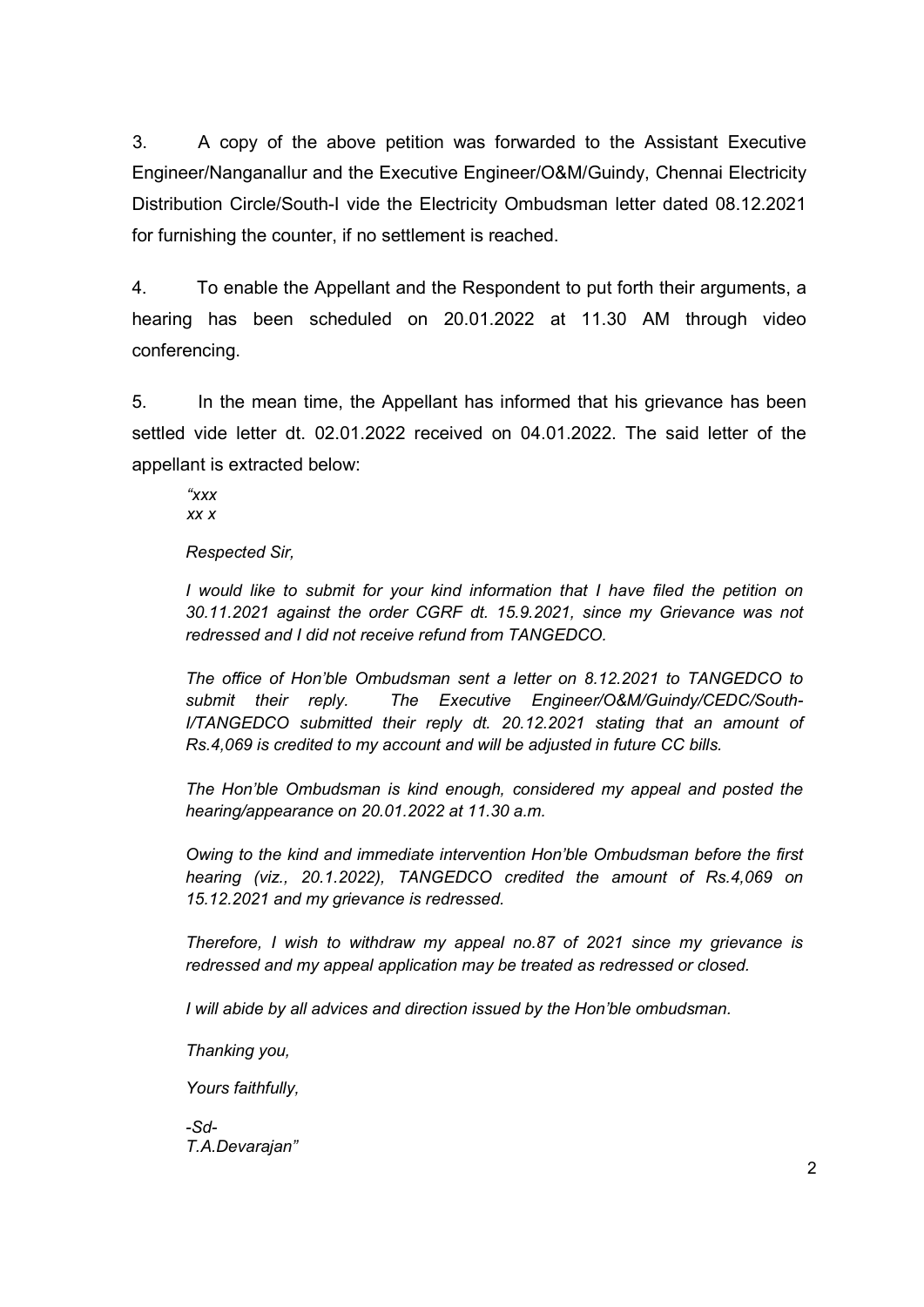3. A copy of the above petition was forwarded to the Assistant Executive Engineer/Nanganallur and the Executive Engineer/O&M/Guindy, Chennai Electricity Distribution Circle/South-I vide the Electricity Ombudsman letter dated 08.12.2021 for furnishing the counter, if no settlement is reached.

4. To enable the Appellant and the Respondent to put forth their arguments, a hearing has been scheduled on 20.01.2022 at 11.30 AM through video conferencing.

5. In the mean time, the Appellant has informed that his grievance has been settled vide letter dt. 02.01.2022 received on 04.01.2022. The said letter of the appellant is extracted below:

> *"xxx*
> *xx x*
>
> *Respected Sir,*
>
> *I would like to submit for your kind information that I have filed the petition on 30.11.2021 against the order CGRF dt. 15.9.2021, since my Grievance was not redressed and I did not receive refund from TANGEDCO.*
>
> *The office of Hon'ble Ombudsman sent a letter on 8.12.2021 to TANGEDCO to submit their reply. The Executive Engineer/O&M/Guindy/CEDC/South-I/TANGEDCO submitted their reply dt. 20.12.2021 stating that an amount of Rs.4,069 is credited to my account and will be adjusted in future CC bills.*
>
> *The Hon'ble Ombudsman is kind enough, considered my appeal and posted the hearing/appearance on 20.01.2022 at 11.30 a.m.*
>
> *Owing to the kind and immediate intervention Hon'ble Ombudsman before the first hearing (viz., 20.1.2022), TANGEDCO credited the amount of Rs.4,069 on 15.12.2021 and my grievance is redressed.*
>
> *Therefore, I wish to withdraw my appeal no.87 of 2021 since my grievance is redressed and my appeal application may be treated as redressed or closed.*
>
> *I will abide by all advices and direction issued by the Hon'ble ombudsman.*
>
> *Thanking you,*
>
> *Yours faithfully,*
>
> *-Sd-*
> *T.A.Devarajan"*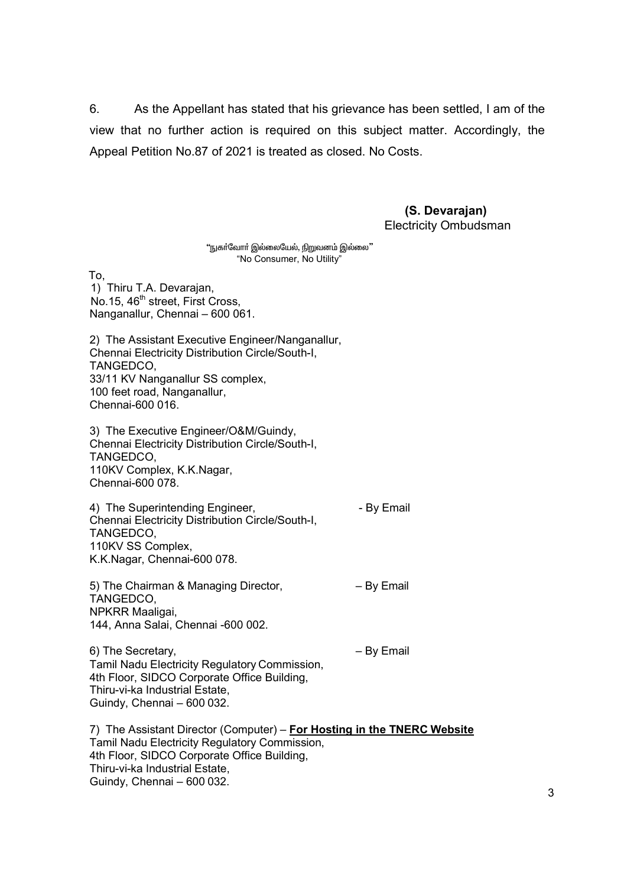6. As the Appellant has stated that his grievance has been settled, I am of the view that no further action is required on this subject matter. Accordingly, the Appeal Petition No.87 of 2021 is treated as closed. No Costs.

**(S. Devarajan)**
Electricity Ombudsman

"நுகர்வோர் இல்லையேல், நிறுவனம் இல்லை"
"No Consumer, No Utility"

To,

1) Thiru T.A. Devarajan,
No.15, 46th street, First Cross,
Nanganallur, Chennai – 600 061.

2) The Assistant Executive Engineer/Nanganallur,
Chennai Electricity Distribution Circle/South-I,
TANGEDCO,
33/11 KV Nanganallur SS complex,
100 feet road, Nanganallur,
Chennai-600 016.

3) The Executive Engineer/O&M/Guindy,
Chennai Electricity Distribution Circle/South-I,
TANGEDCO,
110KV Complex, K.K.Nagar,
Chennai-600 078.

4) The Superintending Engineer, - By Email
Chennai Electricity Distribution Circle/South-I,
TANGEDCO,
110KV SS Complex,
K.K.Nagar, Chennai-600 078.

5) The Chairman & Managing Director, – By Email
TANGEDCO,
NPKRR Maaligai,
144, Anna Salai, Chennai -600 002.

6) The Secretary, – By Email
Tamil Nadu Electricity Regulatory Commission,
4th Floor, SIDCO Corporate Office Building,
Thiru-vi-ka Industrial Estate,
Guindy, Chennai – 600 032.

7) The Assistant Director (Computer) – **For Hosting in the TNERC Website**
Tamil Nadu Electricity Regulatory Commission,
4th Floor, SIDCO Corporate Office Building,
Thiru-vi-ka Industrial Estate,
Guindy, Chennai – 600 032.